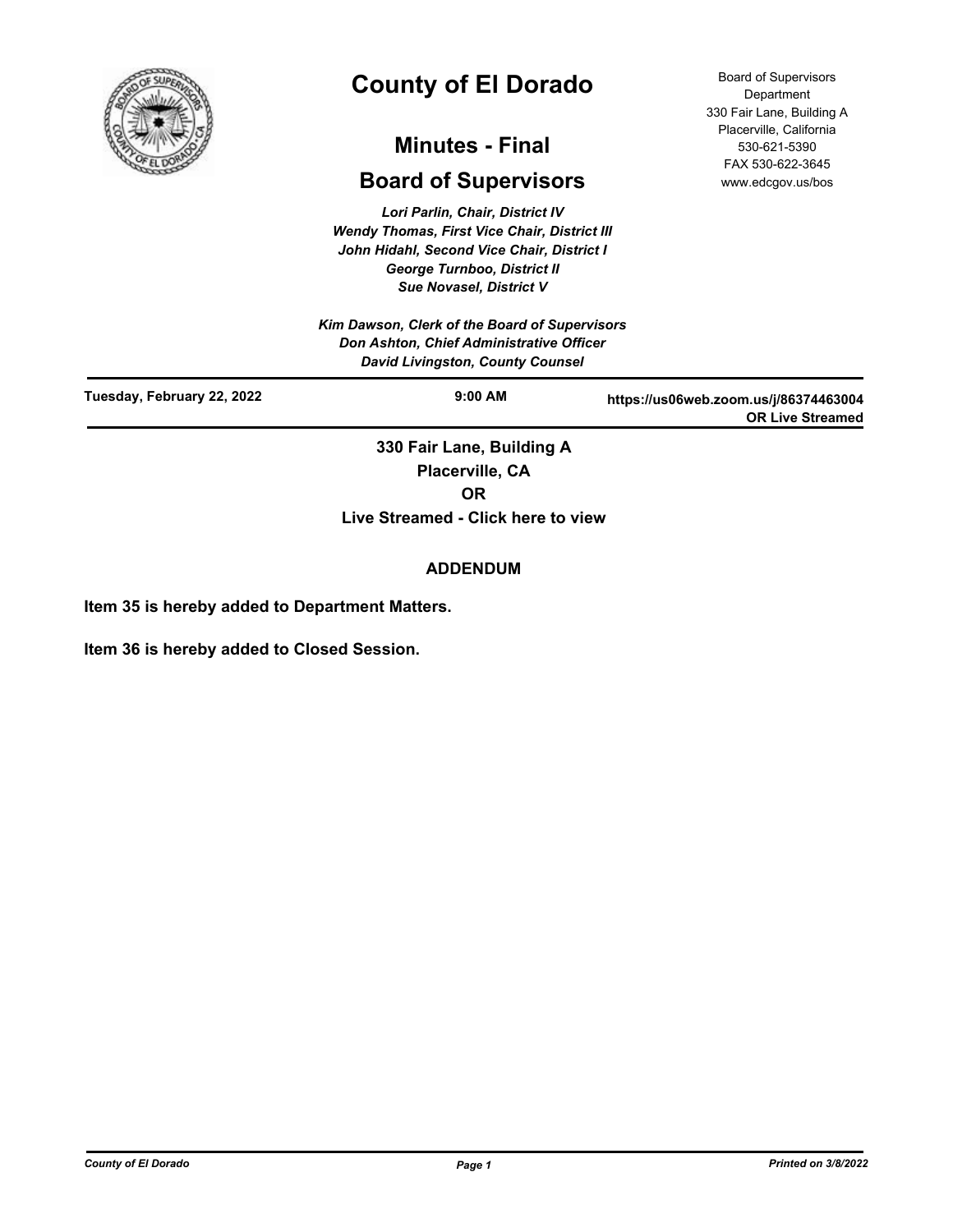# County of El Dorado

## Minutes - Final

## Board of Supervisors

Board of Supervisors Department
330 Fair Lane, Building A
Placerville, California
530-621-5390
FAX 530-622-3645
www.edcgov.us/bos

*Lori Parlin, Chair, District IV*
*Wendy Thomas, First Vice Chair, District III*
*John Hidahl, Second Vice Chair, District I*
*George Turnboo, District II*
*Sue Novasel, District V*

*Kim Dawson, Clerk of the Board of Supervisors*
*Don Ashton, Chief Administrative Officer*
*David Livingston, County Counsel*

**Tuesday, February 22, 2022** **9:00 AM** **https://us06web.zoom.us/j/86374463004 OR Live Streamed**

**330 Fair Lane, Building A**
**Placerville, CA**
**OR**
**Live Streamed - Click here to view**

**ADDENDUM**

**Item 35 is hereby added to Department Matters.**

**Item 36 is hereby added to Closed Session.**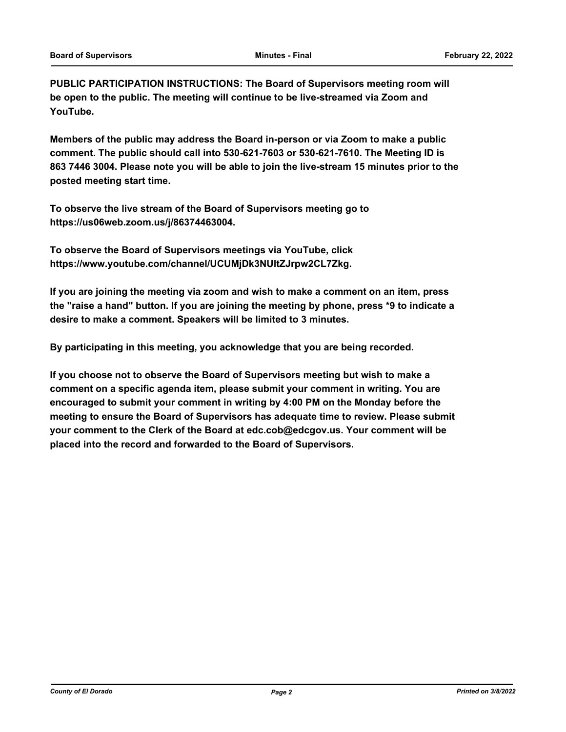**PUBLIC PARTICIPATION INSTRUCTIONS: The Board of Supervisors meeting room will be open to the public. The meeting will continue to be live-streamed via Zoom and YouTube.**

**Members of the public may address the Board in-person or via Zoom to make a public comment. The public should call into 530-621-7603 or 530-621-7610. The Meeting ID is 863 7446 3004. Please note you will be able to join the live-stream 15 minutes prior to the posted meeting start time.**

**To observe the live stream of the Board of Supervisors meeting go to https://us06web.zoom.us/j/86374463004.**

**To observe the Board of Supervisors meetings via YouTube, click https://www.youtube.com/channel/UCUMjDk3NUltZJrpw2CL7Zkg.**

**If you are joining the meeting via zoom and wish to make a comment on an item, press the "raise a hand" button. If you are joining the meeting by phone, press *9 to indicate a desire to make a comment. Speakers will be limited to 3 minutes.**

**By participating in this meeting, you acknowledge that you are being recorded.**

**If you choose not to observe the Board of Supervisors meeting but wish to make a comment on a specific agenda item, please submit your comment in writing. You are encouraged to submit your comment in writing by 4:00 PM on the Monday before the meeting to ensure the Board of Supervisors has adequate time to review. Please submit your comment to the Clerk of the Board at edc.cob@edcgov.us. Your comment will be placed into the record and forwarded to the Board of Supervisors.**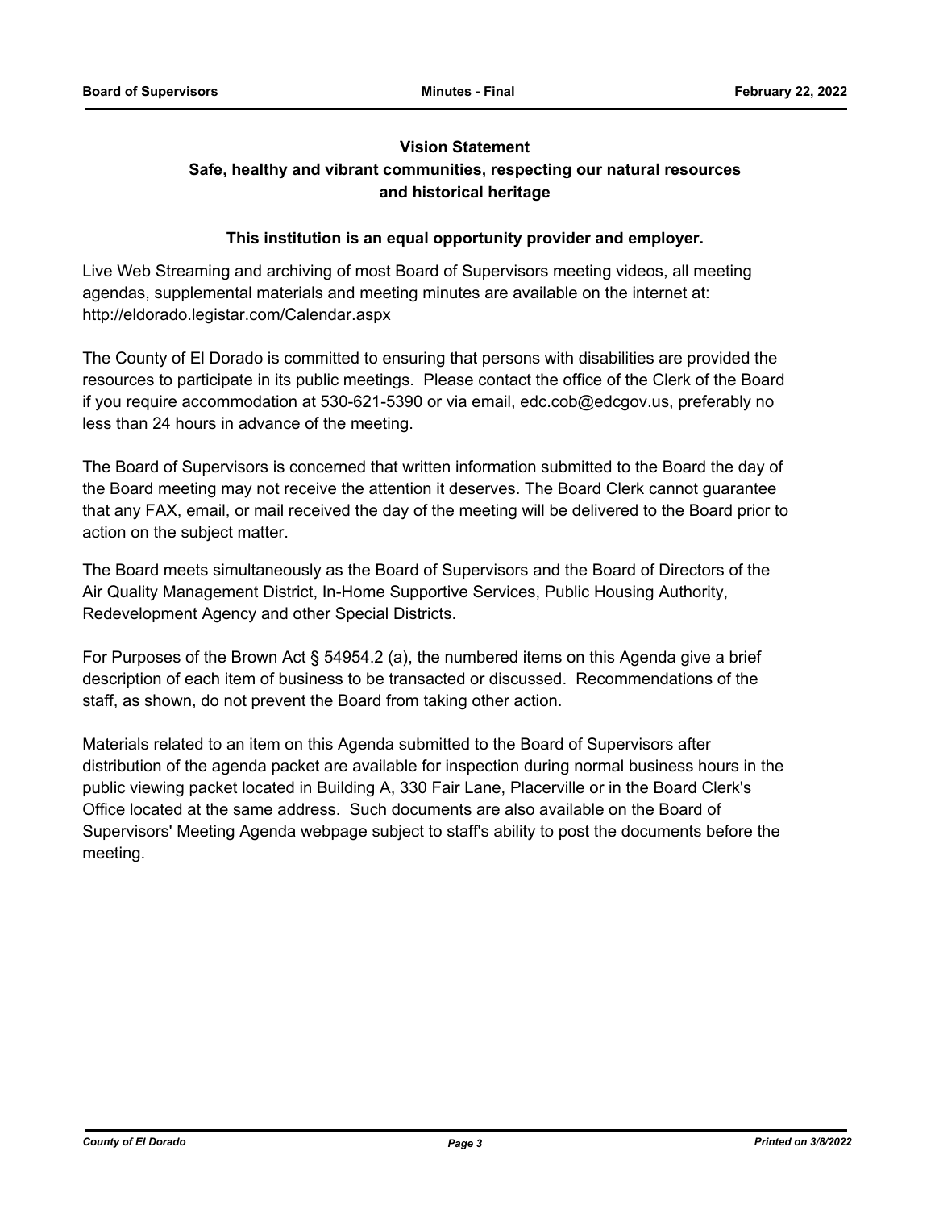**Vision Statement**

**Safe, healthy and vibrant communities, respecting our natural resources and historical heritage**

**This institution is an equal opportunity provider and employer.**

Live Web Streaming and archiving of most Board of Supervisors meeting videos, all meeting agendas, supplemental materials and meeting minutes are available on the internet at: http://eldorado.legistar.com/Calendar.aspx

The County of El Dorado is committed to ensuring that persons with disabilities are provided the resources to participate in its public meetings. Please contact the office of the Clerk of the Board if you require accommodation at 530-621-5390 or via email, edc.cob@edcgov.us, preferably no less than 24 hours in advance of the meeting.

The Board of Supervisors is concerned that written information submitted to the Board the day of the Board meeting may not receive the attention it deserves. The Board Clerk cannot guarantee that any FAX, email, or mail received the day of the meeting will be delivered to the Board prior to action on the subject matter.

The Board meets simultaneously as the Board of Supervisors and the Board of Directors of the Air Quality Management District, In-Home Supportive Services, Public Housing Authority, Redevelopment Agency and other Special Districts.

For Purposes of the Brown Act § 54954.2 (a), the numbered items on this Agenda give a brief description of each item of business to be transacted or discussed. Recommendations of the staff, as shown, do not prevent the Board from taking other action.

Materials related to an item on this Agenda submitted to the Board of Supervisors after distribution of the agenda packet are available for inspection during normal business hours in the public viewing packet located in Building A, 330 Fair Lane, Placerville or in the Board Clerk's Office located at the same address. Such documents are also available on the Board of Supervisors' Meeting Agenda webpage subject to staff's ability to post the documents before the meeting.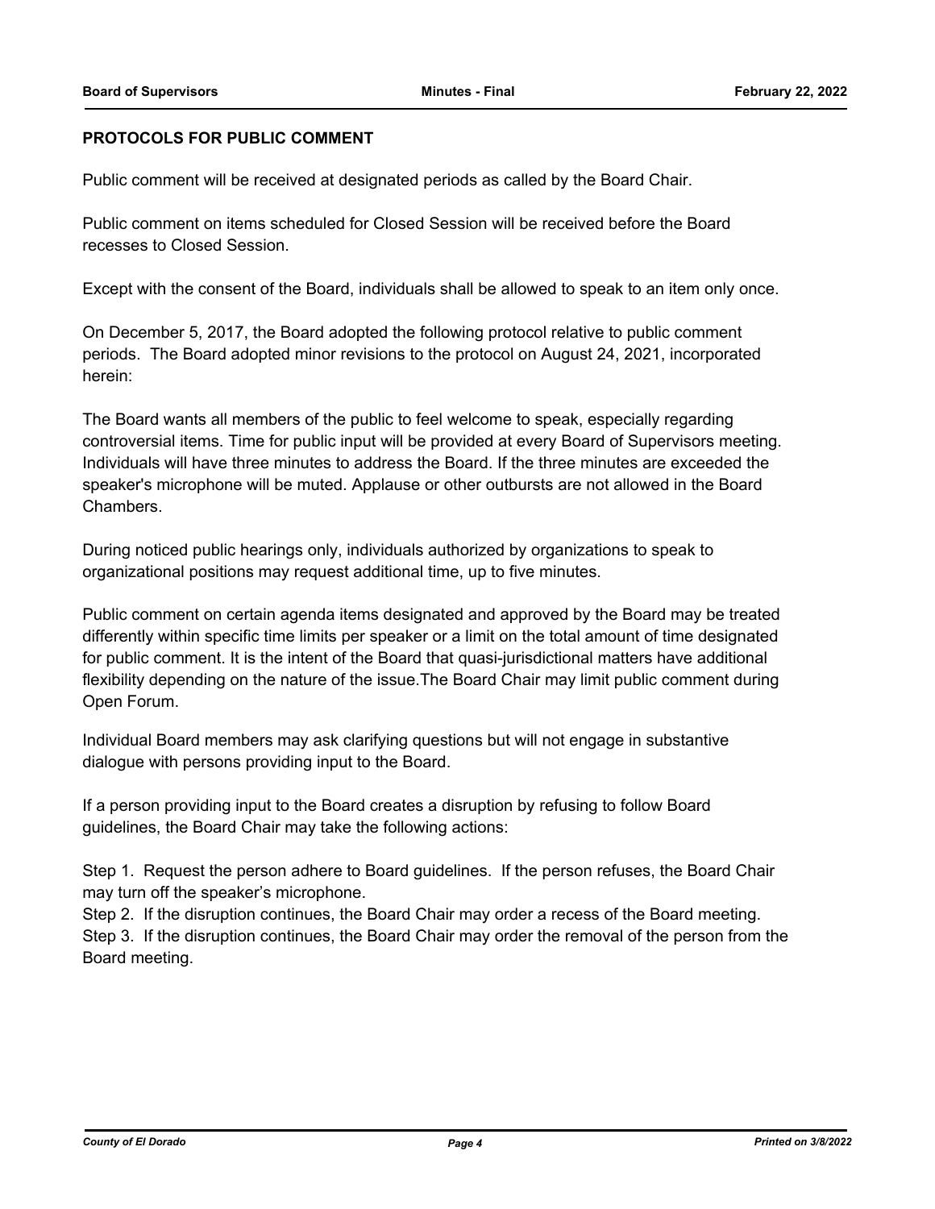**PROTOCOLS FOR PUBLIC COMMENT**

Public comment will be received at designated periods as called by the Board Chair.

Public comment on items scheduled for Closed Session will be received before the Board recesses to Closed Session.

Except with the consent of the Board, individuals shall be allowed to speak to an item only once.

On December 5, 2017, the Board adopted the following protocol relative to public comment periods. The Board adopted minor revisions to the protocol on August 24, 2021, incorporated herein:

The Board wants all members of the public to feel welcome to speak, especially regarding controversial items. Time for public input will be provided at every Board of Supervisors meeting. Individuals will have three minutes to address the Board. If the three minutes are exceeded the speaker's microphone will be muted. Applause or other outbursts are not allowed in the Board Chambers.

During noticed public hearings only, individuals authorized by organizations to speak to organizational positions may request additional time, up to five minutes.

Public comment on certain agenda items designated and approved by the Board may be treated differently within specific time limits per speaker or a limit on the total amount of time designated for public comment. It is the intent of the Board that quasi-jurisdictional matters have additional flexibility depending on the nature of the issue.The Board Chair may limit public comment during Open Forum.

Individual Board members may ask clarifying questions but will not engage in substantive dialogue with persons providing input to the Board.

If a person providing input to the Board creates a disruption by refusing to follow Board guidelines, the Board Chair may take the following actions:

Step 1. Request the person adhere to Board guidelines. If the person refuses, the Board Chair may turn off the speaker's microphone.
Step 2. If the disruption continues, the Board Chair may order a recess of the Board meeting.
Step 3. If the disruption continues, the Board Chair may order the removal of the person from the Board meeting.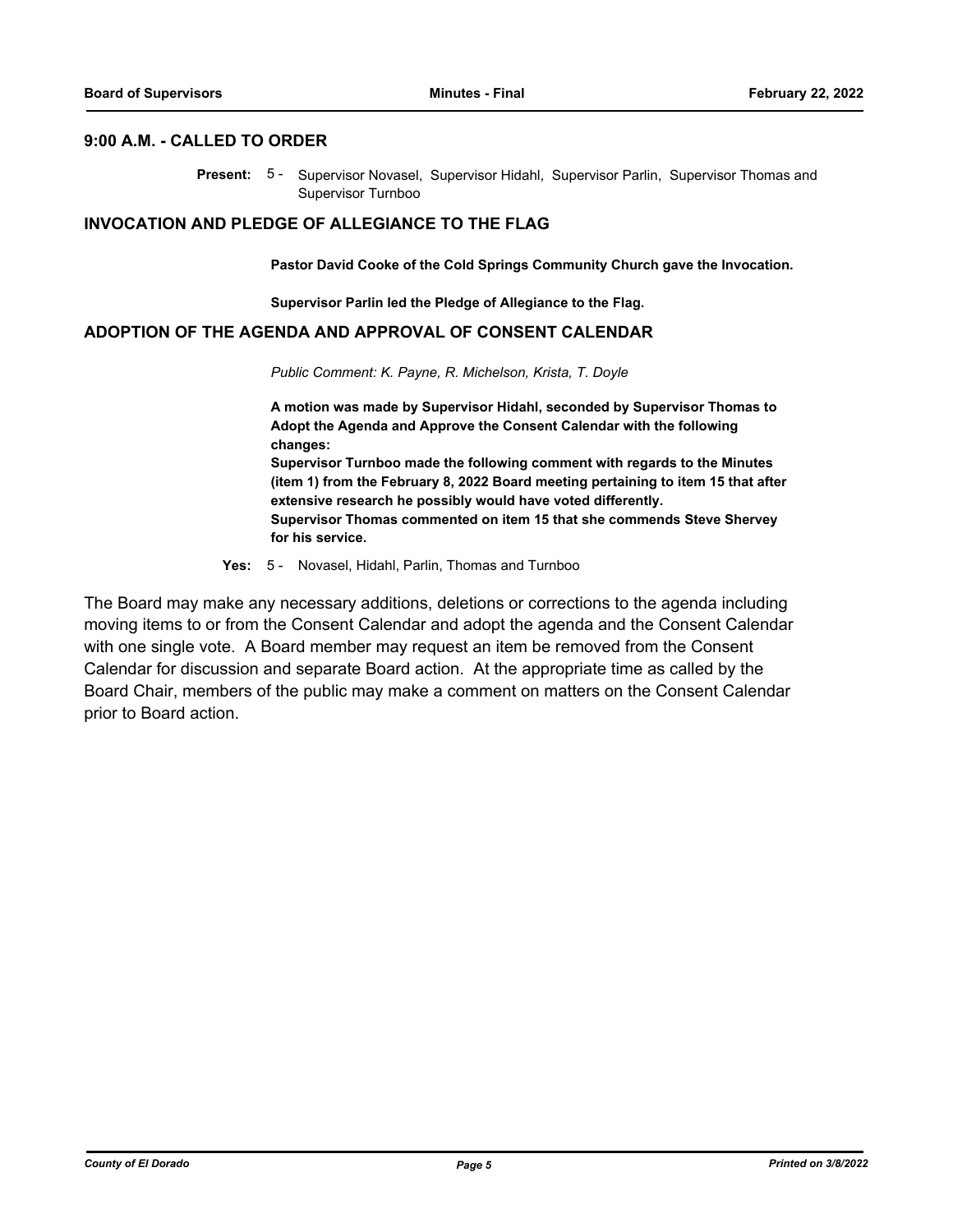## 9:00 A.M. - CALLED TO ORDER

**Present:** 5 - Supervisor Novasel, Supervisor Hidahl, Supervisor Parlin, Supervisor Thomas and Supervisor Turnboo

## INVOCATION AND PLEDGE OF ALLEGIANCE TO THE FLAG

**Pastor David Cooke of the Cold Springs Community Church gave the Invocation.**

**Supervisor Parlin led the Pledge of Allegiance to the Flag.**

## ADOPTION OF THE AGENDA AND APPROVAL OF CONSENT CALENDAR

*Public Comment: K. Payne, R. Michelson, Krista, T. Doyle*

**A motion was made by Supervisor Hidahl, seconded by Supervisor Thomas to Adopt the Agenda and Approve the Consent Calendar with the following changes:**
**Supervisor Turnboo made the following comment with regards to the Minutes (item 1) from the February 8, 2022 Board meeting pertaining to item 15 that after extensive research he possibly would have voted differently.**
**Supervisor Thomas commented on item 15 that she commends Steve Shervey for his service.**

**Yes:** 5 - Novasel, Hidahl, Parlin, Thomas and Turnboo

The Board may make any necessary additions, deletions or corrections to the agenda including moving items to or from the Consent Calendar and adopt the agenda and the Consent Calendar with one single vote. A Board member may request an item be removed from the Consent Calendar for discussion and separate Board action. At the appropriate time as called by the Board Chair, members of the public may make a comment on matters on the Consent Calendar prior to Board action.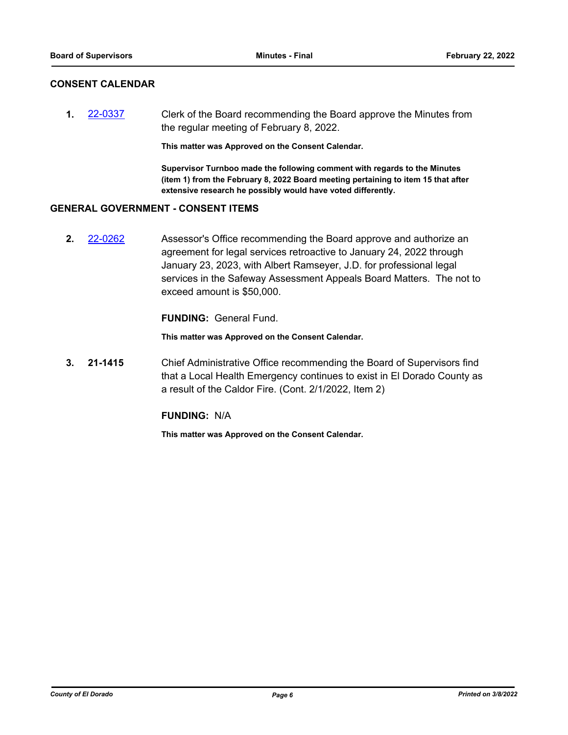## CONSENT CALENDAR

**1.** [22-0337](22-0337) Clerk of the Board recommending the Board approve the Minutes from the regular meeting of February 8, 2022.

**This matter was Approved on the Consent Calendar.**

**Supervisor Turnboo made the following comment with regards to the Minutes (item 1) from the February 8, 2022 Board meeting pertaining to item 15 that after extensive research he possibly would have voted differently.**

## GENERAL GOVERNMENT - CONSENT ITEMS

**2.** [22-0262](22-0262) Assessor's Office recommending the Board approve and authorize an agreement for legal services retroactive to January 24, 2022 through January 23, 2023, with Albert Ramseyer, J.D. for professional legal services in the Safeway Assessment Appeals Board Matters. The not to exceed amount is $50,000.

**FUNDING:** General Fund.

**This matter was Approved on the Consent Calendar.**

**3.** **21-1415** Chief Administrative Office recommending the Board of Supervisors find that a Local Health Emergency continues to exist in El Dorado County as a result of the Caldor Fire. (Cont. 2/1/2022, Item 2)

**FUNDING:** N/A

**This matter was Approved on the Consent Calendar.**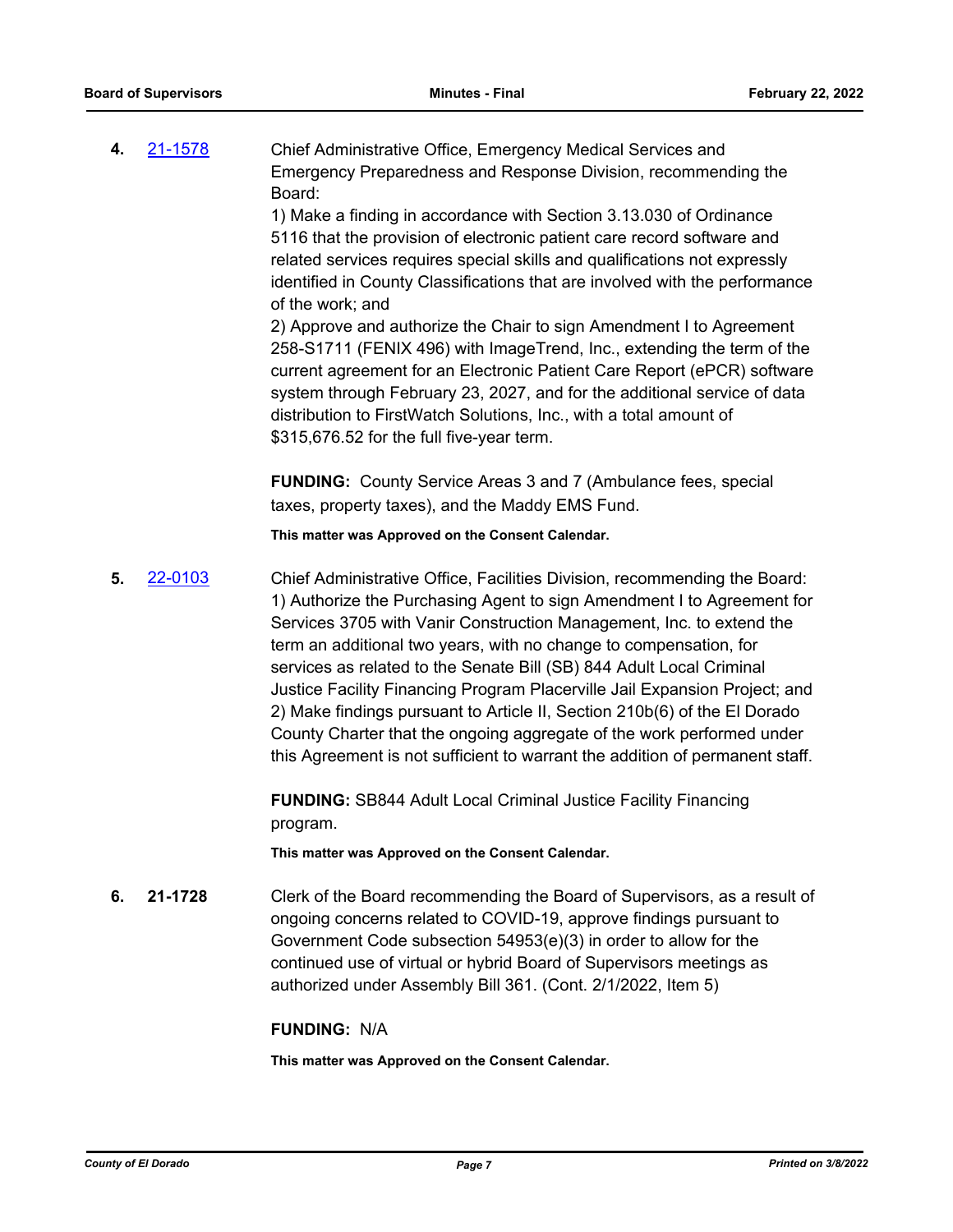**4.** [21-1578](21-1578) Chief Administrative Office, Emergency Medical Services and Emergency Preparedness and Response Division, recommending the Board:

1) Make a finding in accordance with Section 3.13.030 of Ordinance 5116 that the provision of electronic patient care record software and related services requires special skills and qualifications not expressly identified in County Classifications that are involved with the performance of the work; and

2) Approve and authorize the Chair to sign Amendment I to Agreement 258-S1711 (FENIX 496) with ImageTrend, Inc., extending the term of the current agreement for an Electronic Patient Care Report (ePCR) software system through February 23, 2027, and for the additional service of data distribution to FirstWatch Solutions, Inc., with a total amount of $315,676.52 for the full five-year term.

**FUNDING:** County Service Areas 3 and 7 (Ambulance fees, special taxes, property taxes), and the Maddy EMS Fund.

**This matter was Approved on the Consent Calendar.**

**5.** [22-0103](22-0103) Chief Administrative Office, Facilities Division, recommending the Board:

1) Authorize the Purchasing Agent to sign Amendment I to Agreement for Services 3705 with Vanir Construction Management, Inc. to extend the term an additional two years, with no change to compensation, for services as related to the Senate Bill (SB) 844 Adult Local Criminal Justice Facility Financing Program Placerville Jail Expansion Project; and

2) Make findings pursuant to Article II, Section 210b(6) of the El Dorado County Charter that the ongoing aggregate of the work performed under this Agreement is not sufficient to warrant the addition of permanent staff.

**FUNDING:** SB844 Adult Local Criminal Justice Facility Financing program.

**This matter was Approved on the Consent Calendar.**

**6.** **21-1728** Clerk of the Board recommending the Board of Supervisors, as a result of ongoing concerns related to COVID-19, approve findings pursuant to Government Code subsection 54953(e)(3) in order to allow for the continued use of virtual or hybrid Board of Supervisors meetings as authorized under Assembly Bill 361. (Cont. 2/1/2022, Item 5)

**FUNDING:** N/A

**This matter was Approved on the Consent Calendar.**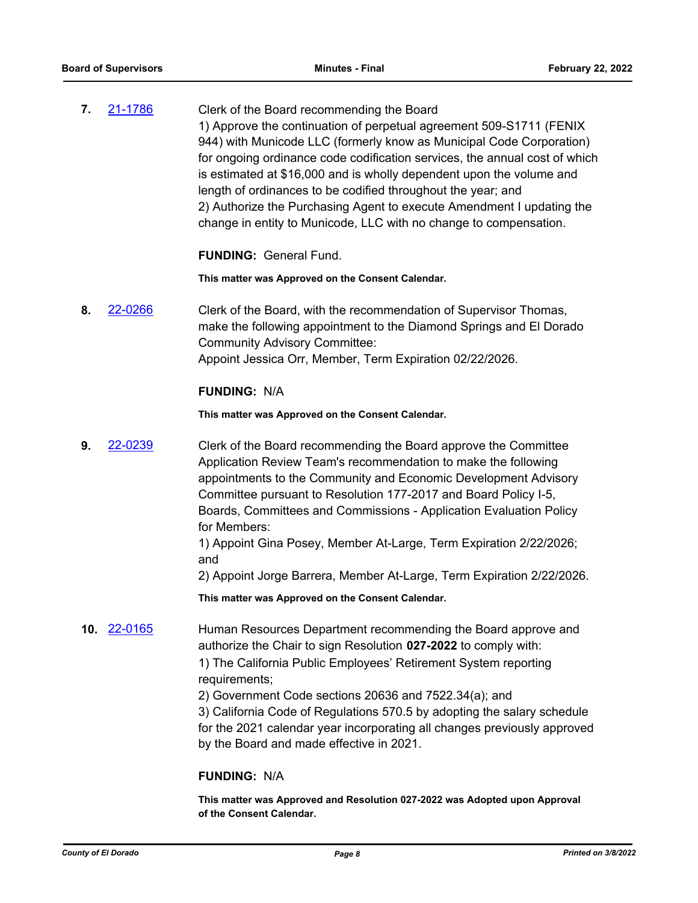**7.** 21-1786

Clerk of the Board recommending the Board
1) Approve the continuation of perpetual agreement 509-S1711 (FENIX 944) with Municode LLC (formerly know as Municipal Code Corporation) for ongoing ordinance code codification services, the annual cost of which is estimated at $16,000 and is wholly dependent upon the volume and length of ordinances to be codified throughout the year; and
2) Authorize the Purchasing Agent to execute Amendment I updating the change in entity to Municode, LLC with no change to compensation.

**FUNDING:** General Fund.

**This matter was Approved on the Consent Calendar.**

**8.** 22-0266

Clerk of the Board, with the recommendation of Supervisor Thomas, make the following appointment to the Diamond Springs and El Dorado Community Advisory Committee:
Appoint Jessica Orr, Member, Term Expiration 02/22/2026.

**FUNDING:** N/A

**This matter was Approved on the Consent Calendar.**

**9.** 22-0239

Clerk of the Board recommending the Board approve the Committee Application Review Team's recommendation to make the following appointments to the Community and Economic Development Advisory Committee pursuant to Resolution 177-2017 and Board Policy I-5, Boards, Committees and Commissions - Application Evaluation Policy for Members:
1) Appoint Gina Posey, Member At-Large, Term Expiration 2/22/2026; and
2) Appoint Jorge Barrera, Member At-Large, Term Expiration 2/22/2026.

**This matter was Approved on the Consent Calendar.**

**10.** 22-0165

Human Resources Department recommending the Board approve and authorize the Chair to sign Resolution **027-2022** to comply with:
1) The California Public Employees' Retirement System reporting requirements;
2) Government Code sections 20636 and 7522.34(a); and
3) California Code of Regulations 570.5 by adopting the salary schedule for the 2021 calendar year incorporating all changes previously approved by the Board and made effective in 2021.

**FUNDING:** N/A

**This matter was Approved and Resolution 027-2022 was Adopted upon Approval of the Consent Calendar.**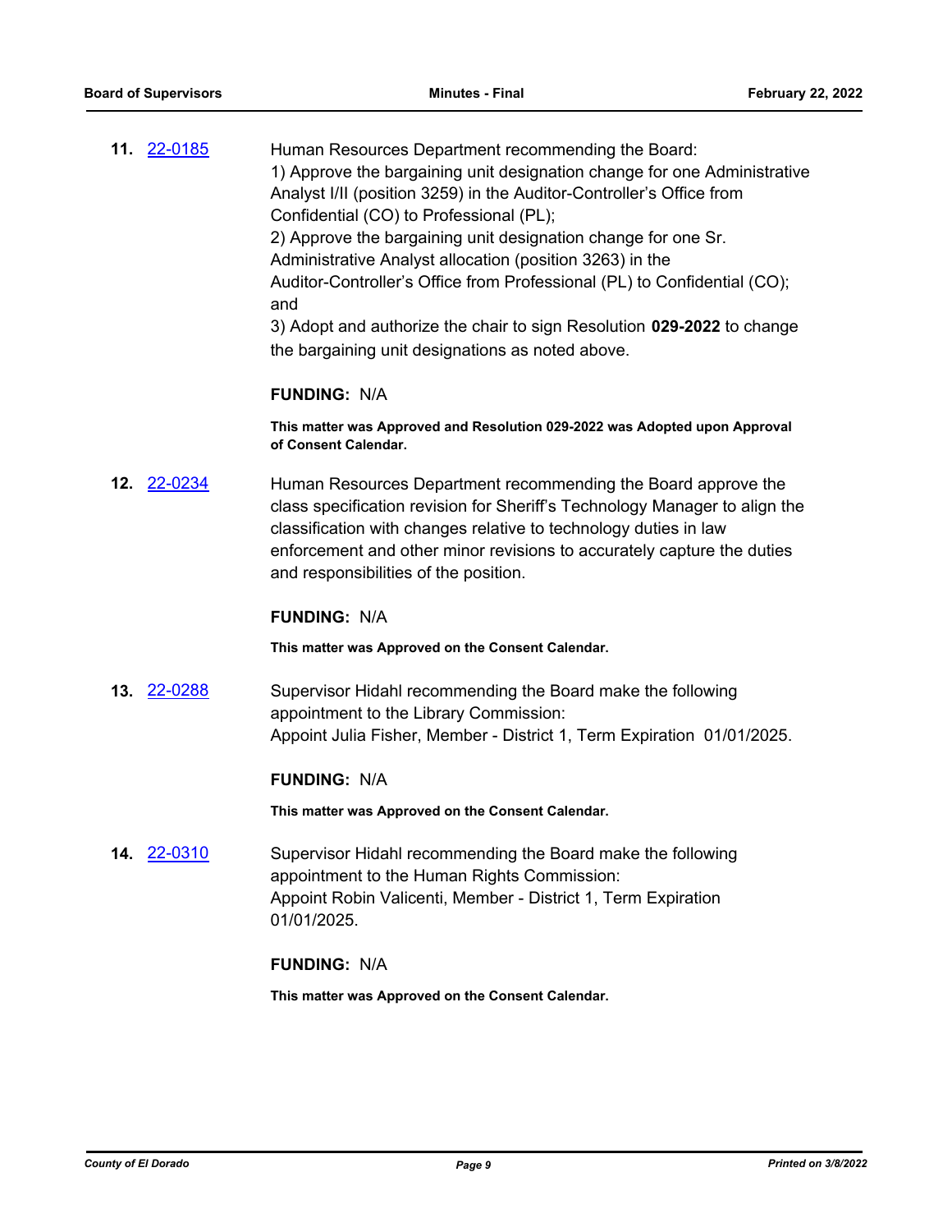**11.** 22-0185

Human Resources Department recommending the Board:
1) Approve the bargaining unit designation change for one Administrative Analyst I/II (position 3259) in the Auditor-Controller's Office from Confidential (CO) to Professional (PL);
2) Approve the bargaining unit designation change for one Sr. Administrative Analyst allocation (position 3263) in the Auditor-Controller's Office from Professional (PL) to Confidential (CO); and
3) Adopt and authorize the chair to sign Resolution **029-2022** to change the bargaining unit designations as noted above.

**FUNDING:** N/A

**This matter was Approved and Resolution 029-2022 was Adopted upon Approval of Consent Calendar.**

**12.** 22-0234

Human Resources Department recommending the Board approve the class specification revision for Sheriff's Technology Manager to align the classification with changes relative to technology duties in law enforcement and other minor revisions to accurately capture the duties and responsibilities of the position.

**FUNDING:** N/A

**This matter was Approved on the Consent Calendar.**

**13.** 22-0288

Supervisor Hidahl recommending the Board make the following appointment to the Library Commission:
Appoint Julia Fisher, Member - District 1, Term Expiration 01/01/2025.

**FUNDING:** N/A

**This matter was Approved on the Consent Calendar.**

**14.** 22-0310

Supervisor Hidahl recommending the Board make the following appointment to the Human Rights Commission:
Appoint Robin Valicenti, Member - District 1, Term Expiration 01/01/2025.

**FUNDING:** N/A

**This matter was Approved on the Consent Calendar.**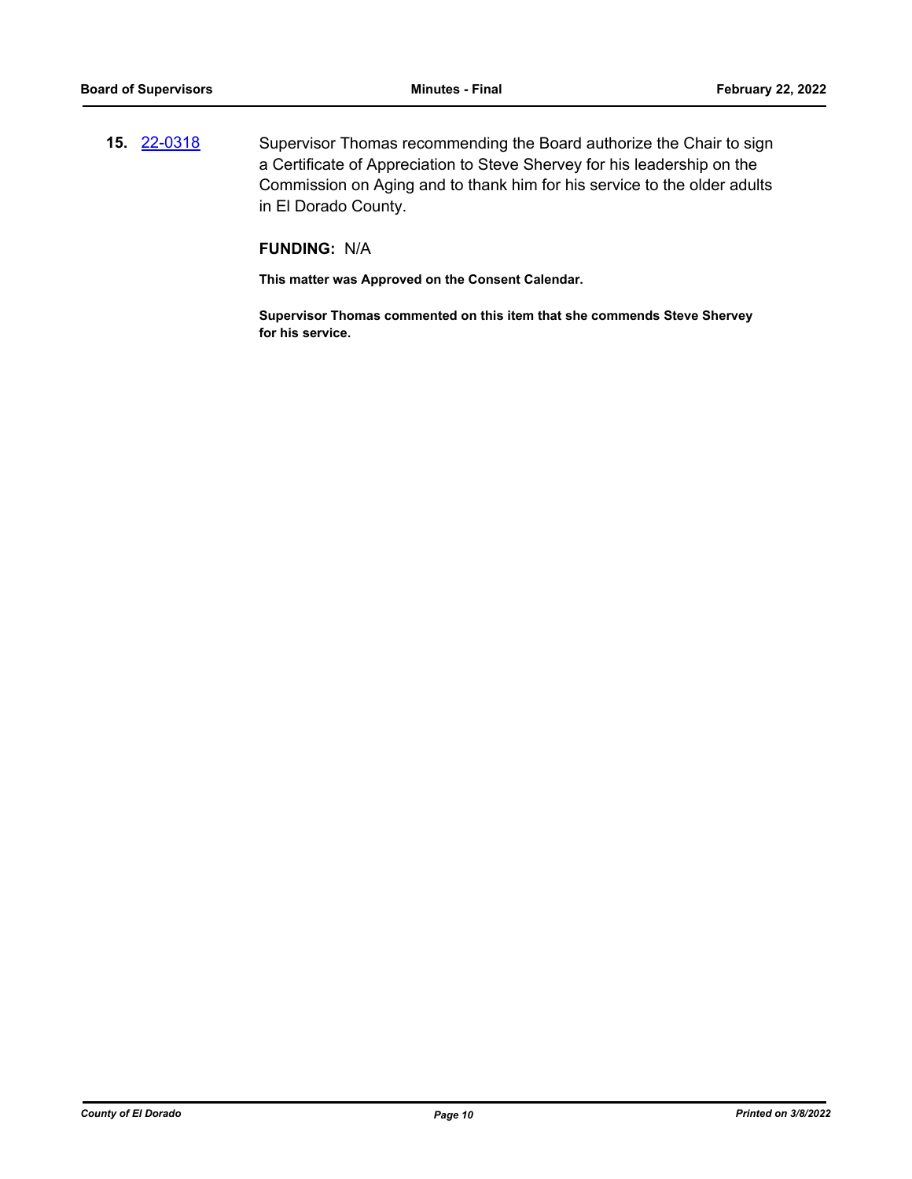**15.** [22-0318](22-0318) Supervisor Thomas recommending the Board authorize the Chair to sign a Certificate of Appreciation to Steve Shervey for his leadership on the Commission on Aging and to thank him for his service to the older adults in El Dorado County.

**FUNDING:** N/A

**This matter was Approved on the Consent Calendar.**

**Supervisor Thomas commented on this item that she commends Steve Shervey for his service.**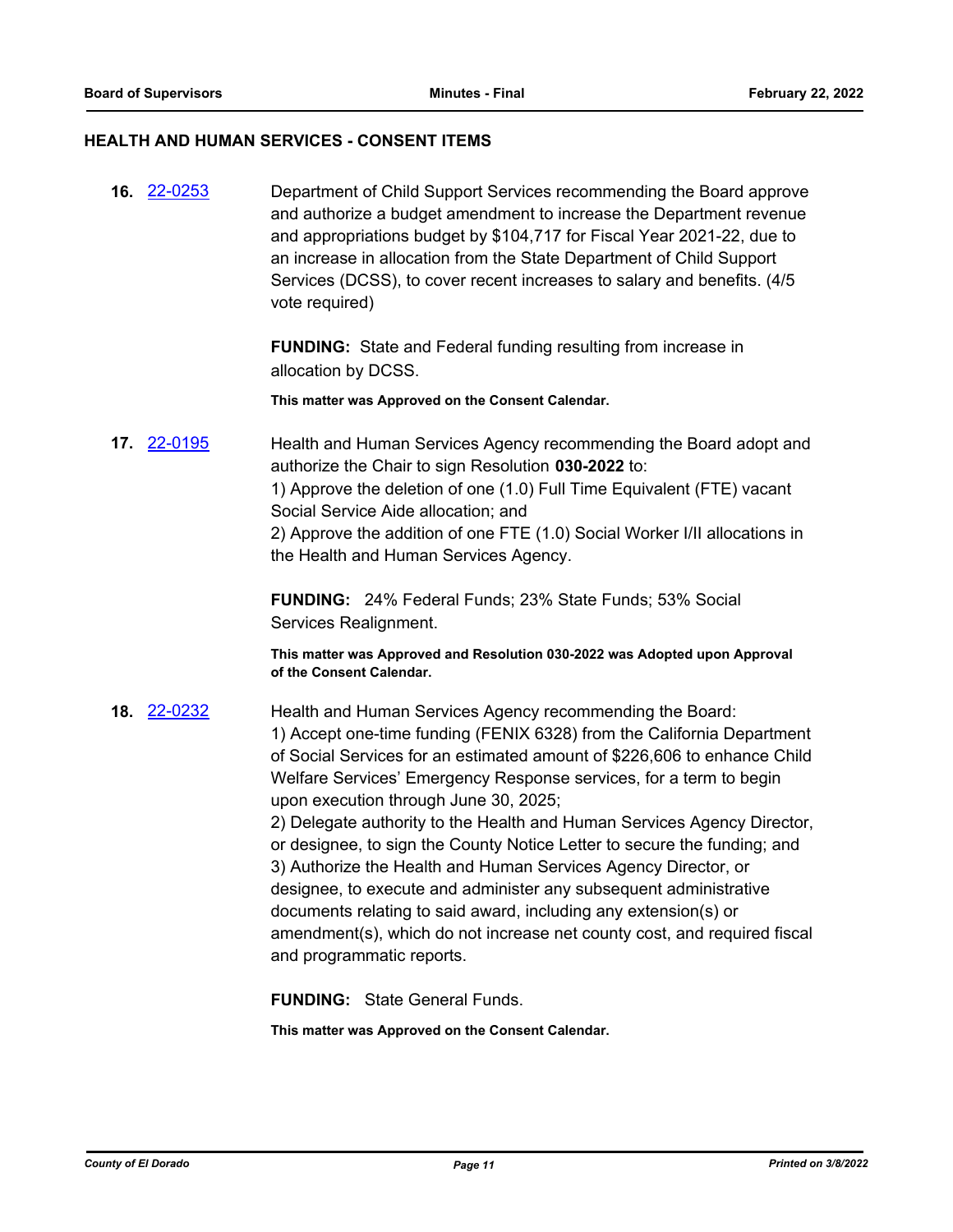## HEALTH AND HUMAN SERVICES - CONSENT ITEMS

**16.** [22-0253](22-0253)

Department of Child Support Services recommending the Board approve and authorize a budget amendment to increase the Department revenue and appropriations budget by $104,717 for Fiscal Year 2021-22, due to an increase in allocation from the State Department of Child Support Services (DCSS), to cover recent increases to salary and benefits. (4/5 vote required)

**FUNDING:** State and Federal funding resulting from increase in allocation by DCSS.

**This matter was Approved on the Consent Calendar.**

**17.** [22-0195](22-0195)

Health and Human Services Agency recommending the Board adopt and authorize the Chair to sign Resolution **030-2022** to:
1) Approve the deletion of one (1.0) Full Time Equivalent (FTE) vacant Social Service Aide allocation; and
2) Approve the addition of one FTE (1.0) Social Worker I/II allocations in the Health and Human Services Agency.

**FUNDING:** 24% Federal Funds; 23% State Funds; 53% Social Services Realignment.

**This matter was Approved and Resolution 030-2022 was Adopted upon Approval of the Consent Calendar.**

**18.** [22-0232](22-0232)

Health and Human Services Agency recommending the Board:
1) Accept one-time funding (FENIX 6328) from the California Department of Social Services for an estimated amount of $226,606 to enhance Child Welfare Services' Emergency Response services, for a term to begin upon execution through June 30, 2025;
2) Delegate authority to the Health and Human Services Agency Director, or designee, to sign the County Notice Letter to secure the funding; and
3) Authorize the Health and Human Services Agency Director, or designee, to execute and administer any subsequent administrative documents relating to said award, including any extension(s) or amendment(s), which do not increase net county cost, and required fiscal and programmatic reports.

**FUNDING:** State General Funds.

**This matter was Approved on the Consent Calendar.**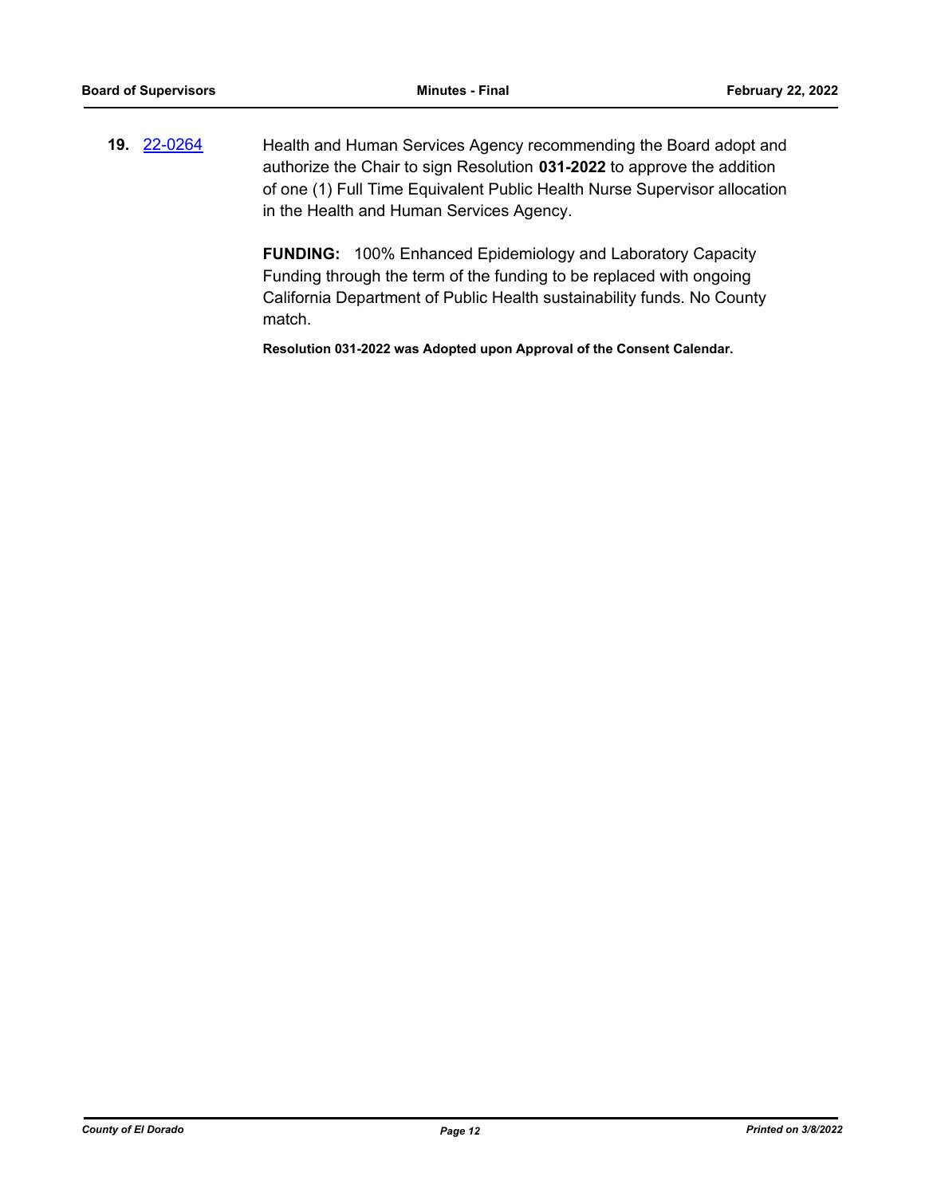**19.** 22-0264 Health and Human Services Agency recommending the Board adopt and authorize the Chair to sign Resolution **031-2022** to approve the addition of one (1) Full Time Equivalent Public Health Nurse Supervisor allocation in the Health and Human Services Agency.

**FUNDING:** 100% Enhanced Epidemiology and Laboratory Capacity Funding through the term of the funding to be replaced with ongoing California Department of Public Health sustainability funds. No County match.

**Resolution 031-2022 was Adopted upon Approval of the Consent Calendar.**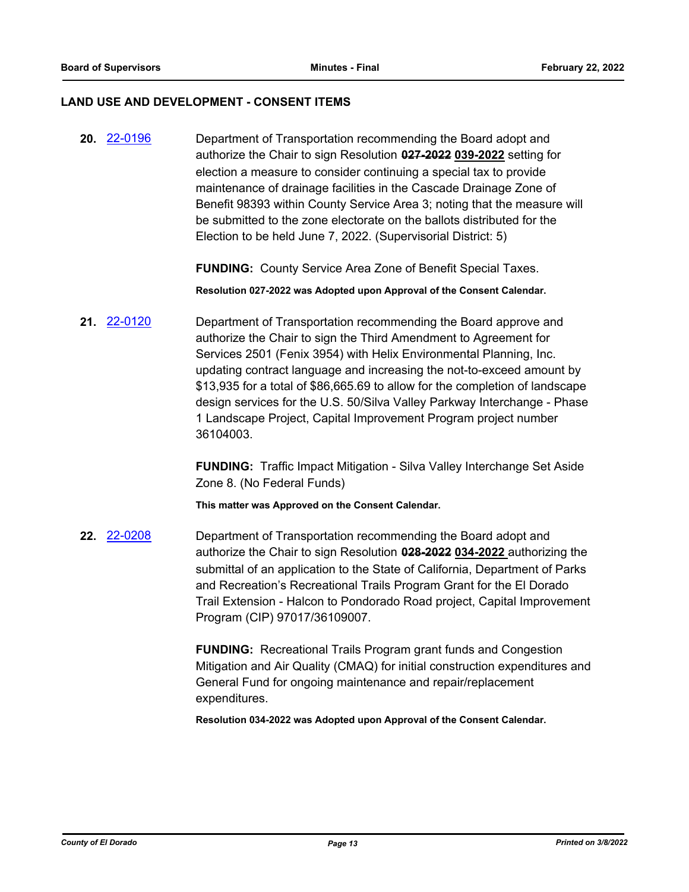## LAND USE AND DEVELOPMENT - CONSENT ITEMS

**20.** 22-0196

Department of Transportation recommending the Board adopt and authorize the Chair to sign Resolution ~~**027-2022**~~ **039-2022** setting for election a measure to consider continuing a special tax to provide maintenance of drainage facilities in the Cascade Drainage Zone of Benefit 98393 within County Service Area 3; noting that the measure will be submitted to the zone electorate on the ballots distributed for the Election to be held June 7, 2022. (Supervisorial District: 5)

**FUNDING:** County Service Area Zone of Benefit Special Taxes.

**Resolution 027-2022 was Adopted upon Approval of the Consent Calendar.**

**21.** 22-0120

Department of Transportation recommending the Board approve and authorize the Chair to sign the Third Amendment to Agreement for Services 2501 (Fenix 3954) with Helix Environmental Planning, Inc. updating contract language and increasing the not-to-exceed amount by $13,935 for a total of $86,665.69 to allow for the completion of landscape design services for the U.S. 50/Silva Valley Parkway Interchange - Phase 1 Landscape Project, Capital Improvement Program project number 36104003.

**FUNDING:** Traffic Impact Mitigation - Silva Valley Interchange Set Aside Zone 8. (No Federal Funds)

**This matter was Approved on the Consent Calendar.**

**22.** 22-0208

Department of Transportation recommending the Board adopt and authorize the Chair to sign Resolution ~~**028-2022**~~ **034-2022** authorizing the submittal of an application to the State of California, Department of Parks and Recreation's Recreational Trails Program Grant for the El Dorado Trail Extension - Halcon to Pondorado Road project, Capital Improvement Program (CIP) 97017/36109007.

**FUNDING:** Recreational Trails Program grant funds and Congestion Mitigation and Air Quality (CMAQ) for initial construction expenditures and General Fund for ongoing maintenance and repair/replacement expenditures.

**Resolution 034-2022 was Adopted upon Approval of the Consent Calendar.**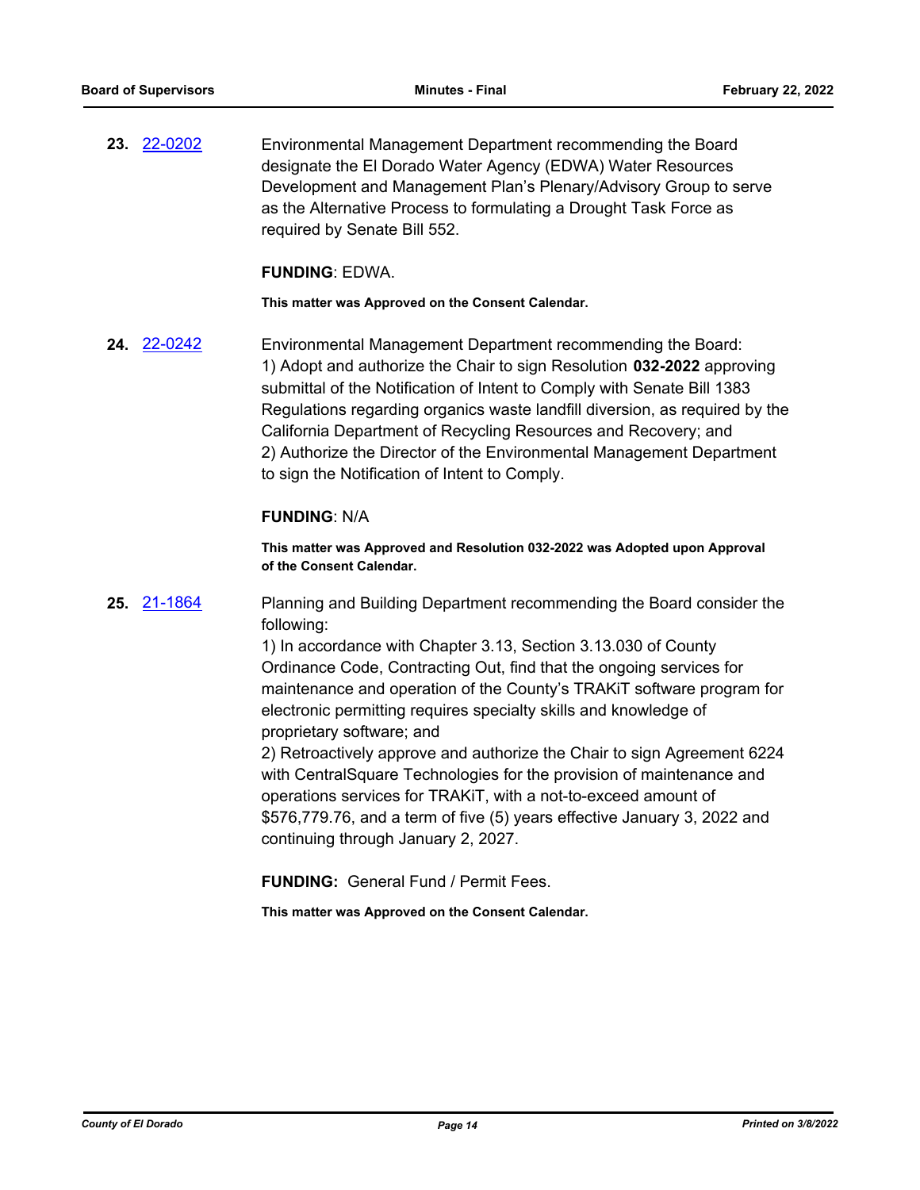**23.** 22-0202

Environmental Management Department recommending the Board designate the El Dorado Water Agency (EDWA) Water Resources Development and Management Plan's Plenary/Advisory Group to serve as the Alternative Process to formulating a Drought Task Force as required by Senate Bill 552.

**FUNDING**: EDWA.

**This matter was Approved on the Consent Calendar.**

**24.** 22-0242

Environmental Management Department recommending the Board:
1) Adopt and authorize the Chair to sign Resolution **032-2022** approving submittal of the Notification of Intent to Comply with Senate Bill 1383 Regulations regarding organics waste landfill diversion, as required by the California Department of Recycling Resources and Recovery; and
2) Authorize the Director of the Environmental Management Department to sign the Notification of Intent to Comply.

**FUNDING**: N/A

**This matter was Approved and Resolution 032-2022 was Adopted upon Approval of the Consent Calendar.**

**25.** 21-1864

Planning and Building Department recommending the Board consider the following:
1) In accordance with Chapter 3.13, Section 3.13.030 of County Ordinance Code, Contracting Out, find that the ongoing services for maintenance and operation of the County's TRAKiT software program for electronic permitting requires specialty skills and knowledge of proprietary software; and
2) Retroactively approve and authorize the Chair to sign Agreement 6224 with CentralSquare Technologies for the provision of maintenance and operations services for TRAKiT, with a not-to-exceed amount of $576,779.76, and a term of five (5) years effective January 3, 2022 and continuing through January 2, 2027.

**FUNDING:** General Fund / Permit Fees.

**This matter was Approved on the Consent Calendar.**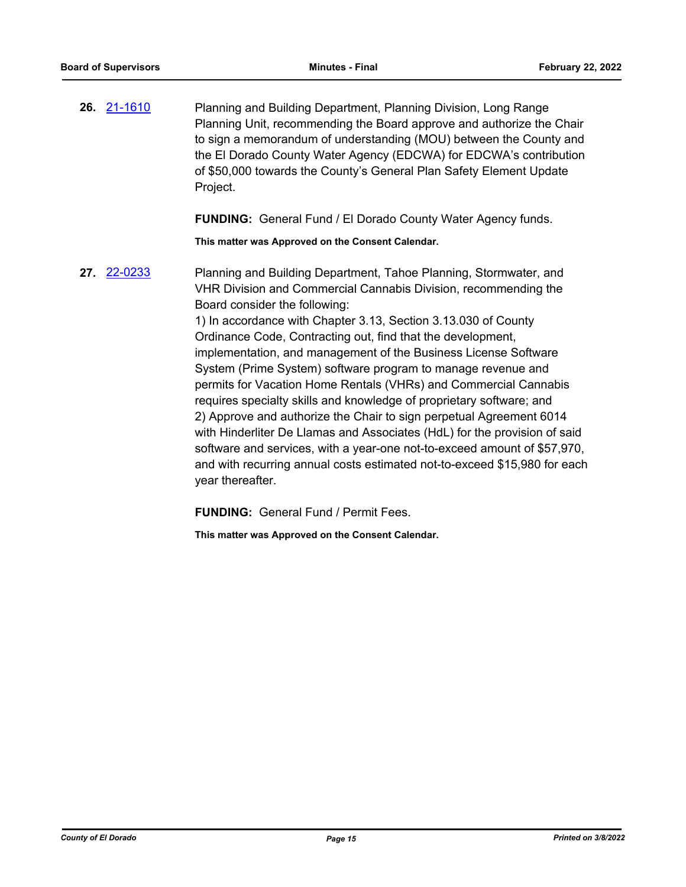**26.** 21-1610

Planning and Building Department, Planning Division, Long Range Planning Unit, recommending the Board approve and authorize the Chair to sign a memorandum of understanding (MOU) between the County and the El Dorado County Water Agency (EDCWA) for EDCWA's contribution of $50,000 towards the County's General Plan Safety Element Update Project.

**FUNDING:** General Fund / El Dorado County Water Agency funds.

**This matter was Approved on the Consent Calendar.**

**27.** 22-0233

Planning and Building Department, Tahoe Planning, Stormwater, and VHR Division and Commercial Cannabis Division, recommending the Board consider the following:

1) In accordance with Chapter 3.13, Section 3.13.030 of County Ordinance Code, Contracting out, find that the development, implementation, and management of the Business License Software System (Prime System) software program to manage revenue and permits for Vacation Home Rentals (VHRs) and Commercial Cannabis requires specialty skills and knowledge of proprietary software; and

2) Approve and authorize the Chair to sign perpetual Agreement 6014 with Hinderliter De Llamas and Associates (HdL) for the provision of said software and services, with a year-one not-to-exceed amount of $57,970, and with recurring annual costs estimated not-to-exceed $15,980 for each year thereafter.

**FUNDING:** General Fund / Permit Fees.

**This matter was Approved on the Consent Calendar.**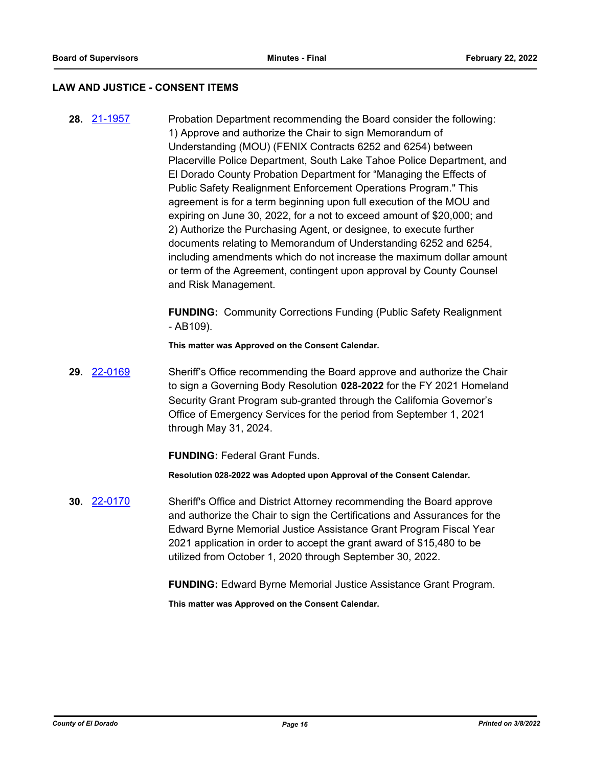## LAW AND JUSTICE - CONSENT ITEMS

**28.** 21-1957

Probation Department recommending the Board consider the following:
1) Approve and authorize the Chair to sign Memorandum of Understanding (MOU) (FENIX Contracts 6252 and 6254) between Placerville Police Department, South Lake Tahoe Police Department, and El Dorado County Probation Department for "Managing the Effects of Public Safety Realignment Enforcement Operations Program." This agreement is for a term beginning upon full execution of the MOU and expiring on June 30, 2022, for a not to exceed amount of $20,000; and
2) Authorize the Purchasing Agent, or designee, to execute further documents relating to Memorandum of Understanding 6252 and 6254, including amendments which do not increase the maximum dollar amount or term of the Agreement, contingent upon approval by County Counsel and Risk Management.

**FUNDING:** Community Corrections Funding (Public Safety Realignment - AB109).

**This matter was Approved on the Consent Calendar.**

**29.** 22-0169

Sheriff's Office recommending the Board approve and authorize the Chair to sign a Governing Body Resolution **028-2022** for the FY 2021 Homeland Security Grant Program sub-granted through the California Governor's Office of Emergency Services for the period from September 1, 2021 through May 31, 2024.

**FUNDING:** Federal Grant Funds.

**Resolution 028-2022 was Adopted upon Approval of the Consent Calendar.**

**30.** 22-0170

Sheriff's Office and District Attorney recommending the Board approve and authorize the Chair to sign the Certifications and Assurances for the Edward Byrne Memorial Justice Assistance Grant Program Fiscal Year 2021 application in order to accept the grant award of $15,480 to be utilized from October 1, 2020 through September 30, 2022.

**FUNDING:** Edward Byrne Memorial Justice Assistance Grant Program.

**This matter was Approved on the Consent Calendar.**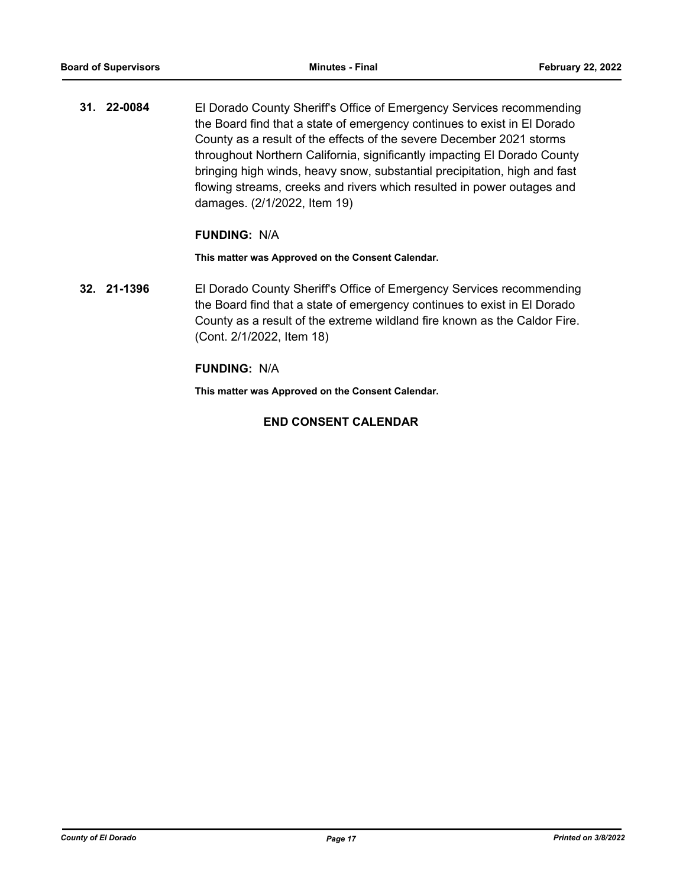**31. 22-0084** El Dorado County Sheriff's Office of Emergency Services recommending the Board find that a state of emergency continues to exist in El Dorado County as a result of the effects of the severe December 2021 storms throughout Northern California, significantly impacting El Dorado County bringing high winds, heavy snow, substantial precipitation, high and fast flowing streams, creeks and rivers which resulted in power outages and damages. (2/1/2022, Item 19)

**FUNDING:** N/A

**This matter was Approved on the Consent Calendar.**

**32. 21-1396** El Dorado County Sheriff's Office of Emergency Services recommending the Board find that a state of emergency continues to exist in El Dorado County as a result of the extreme wildland fire known as the Caldor Fire. (Cont. 2/1/2022, Item 18)

**FUNDING:** N/A

**This matter was Approved on the Consent Calendar.**

**END CONSENT CALENDAR**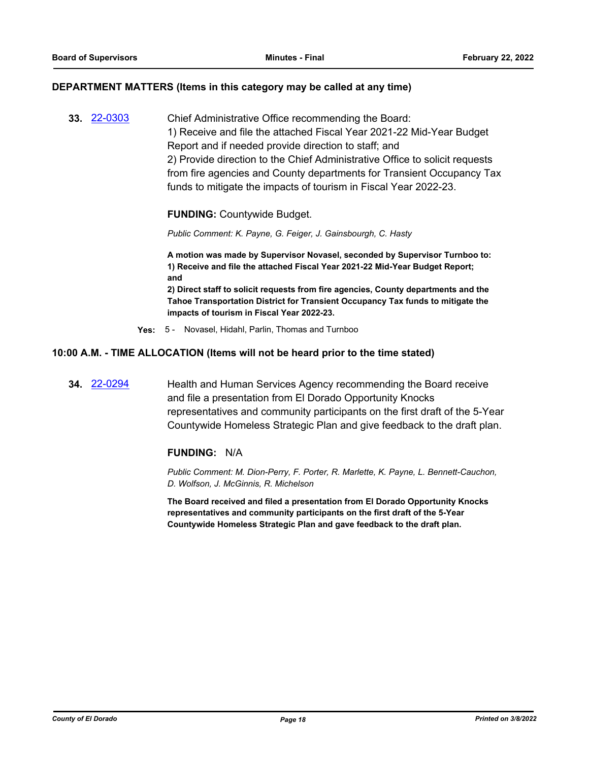## DEPARTMENT MATTERS (Items in this category may be called at any time)

**33.** [22-0303](22-0303)

Chief Administrative Office recommending the Board:
1) Receive and file the attached Fiscal Year 2021-22 Mid-Year Budget Report and if needed provide direction to staff; and
2) Provide direction to the Chief Administrative Office to solicit requests from fire agencies and County departments for Transient Occupancy Tax funds to mitigate the impacts of tourism in Fiscal Year 2022-23.

**FUNDING:** Countywide Budget.

*Public Comment: K. Payne, G. Feiger, J. Gainsbourgh, C. Hasty*

**A motion was made by Supervisor Novasel, seconded by Supervisor Turnboo to:**
**1) Receive and file the attached Fiscal Year 2021-22 Mid-Year Budget Report; and**
**2) Direct staff to solicit requests from fire agencies, County departments and the Tahoe Transportation District for Transient Occupancy Tax funds to mitigate the impacts of tourism in Fiscal Year 2022-23.**

**Yes:** 5 - Novasel, Hidahl, Parlin, Thomas and Turnboo

## 10:00 A.M. - TIME ALLOCATION (Items will not be heard prior to the time stated)

**34.** [22-0294](22-0294)

Health and Human Services Agency recommending the Board receive and file a presentation from El Dorado Opportunity Knocks representatives and community participants on the first draft of the 5-Year Countywide Homeless Strategic Plan and give feedback to the draft plan.

**FUNDING:** N/A

*Public Comment: M. Dion-Perry, F. Porter, R. Marlette, K. Payne, L. Bennett-Cauchon, D. Wolfson, J. McGinnis, R. Michelson*

**The Board received and filed a presentation from El Dorado Opportunity Knocks representatives and community participants on the first draft of the 5-Year Countywide Homeless Strategic Plan and gave feedback to the draft plan.**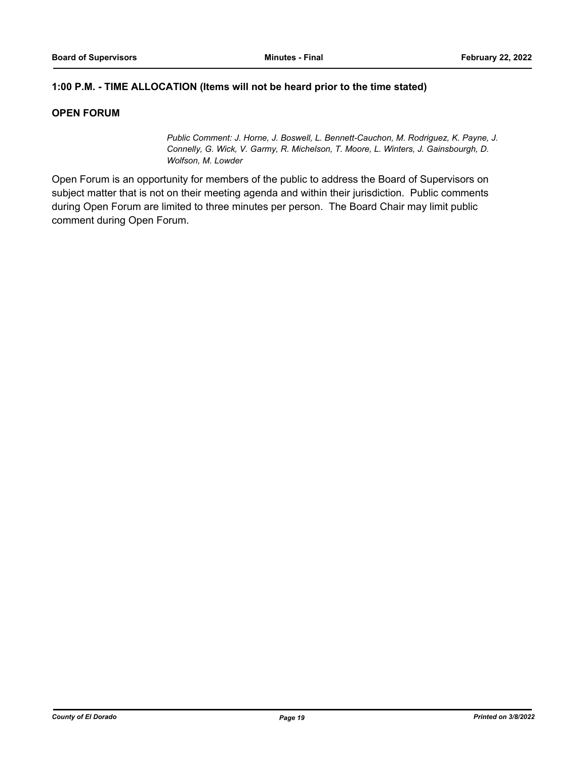**1:00 P.M. - TIME ALLOCATION (Items will not be heard prior to the time stated)**

**OPEN FORUM**

*Public Comment: J. Horne, J. Boswell, L. Bennett-Cauchon, M. Rodriguez, K. Payne, J. Connelly, G. Wick, V. Garmy, R. Michelson, T. Moore, L. Winters, J. Gainsbourgh, D. Wolfson, M. Lowder*

Open Forum is an opportunity for members of the public to address the Board of Supervisors on subject matter that is not on their meeting agenda and within their jurisdiction. Public comments during Open Forum are limited to three minutes per person. The Board Chair may limit public comment during Open Forum.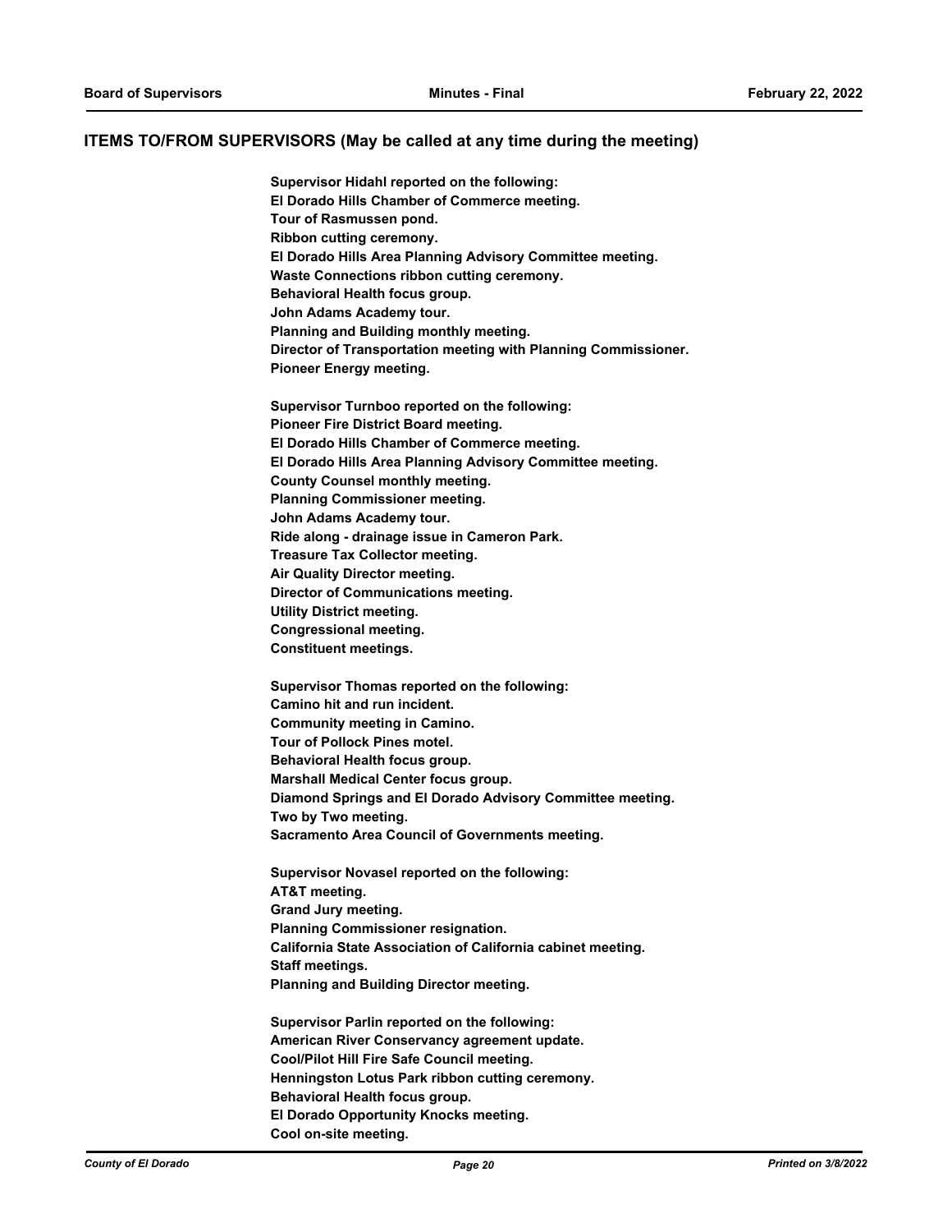## ITEMS TO/FROM SUPERVISORS (May be called at any time during the meeting)

**Supervisor Hidahl reported on the following:**
**El Dorado Hills Chamber of Commerce meeting.**
**Tour of Rasmussen pond.**
**Ribbon cutting ceremony.**
**El Dorado Hills Area Planning Advisory Committee meeting.**
**Waste Connections ribbon cutting ceremony.**
**Behavioral Health focus group.**
**John Adams Academy tour.**
**Planning and Building monthly meeting.**
**Director of Transportation meeting with Planning Commissioner.**
**Pioneer Energy meeting.**

**Supervisor Turnboo reported on the following:**
**Pioneer Fire District Board meeting.**
**El Dorado Hills Chamber of Commerce meeting.**
**El Dorado Hills Area Planning Advisory Committee meeting.**
**County Counsel monthly meeting.**
**Planning Commissioner meeting.**
**John Adams Academy tour.**
**Ride along - drainage issue in Cameron Park.**
**Treasure Tax Collector meeting.**
**Air Quality Director meeting.**
**Director of Communications meeting.**
**Utility District meeting.**
**Congressional meeting.**
**Constituent meetings.**

**Supervisor Thomas reported on the following:**
**Camino hit and run incident.**
**Community meeting in Camino.**
**Tour of Pollock Pines motel.**
**Behavioral Health focus group.**
**Marshall Medical Center focus group.**
**Diamond Springs and El Dorado Advisory Committee meeting.**
**Two by Two meeting.**
**Sacramento Area Council of Governments meeting.**

**Supervisor Novasel reported on the following:**
**AT&T meeting.**
**Grand Jury meeting.**
**Planning Commissioner resignation.**
**California State Association of California cabinet meeting.**
**Staff meetings.**
**Planning and Building Director meeting.**

**Supervisor Parlin reported on the following:**
**American River Conservancy agreement update.**
**Cool/Pilot Hill Fire Safe Council meeting.**
**Henningston Lotus Park ribbon cutting ceremony.**
**Behavioral Health focus group.**
**El Dorado Opportunity Knocks meeting.**
**Cool on-site meeting.**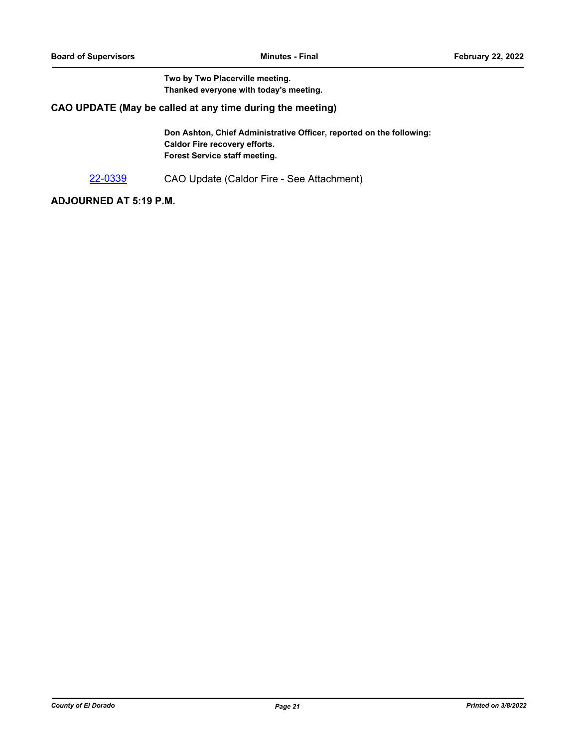**Two by Two Placerville meeting.**
**Thanked everyone with today's meeting.**

## CAO UPDATE (May be called at any time during the meeting)

**Don Ashton, Chief Administrative Officer, reported on the following:**
**Caldor Fire recovery efforts.**
**Forest Service staff meeting.**

22-0339 CAO Update (Caldor Fire - See Attachment)

## ADJOURNED AT 5:19 P.M.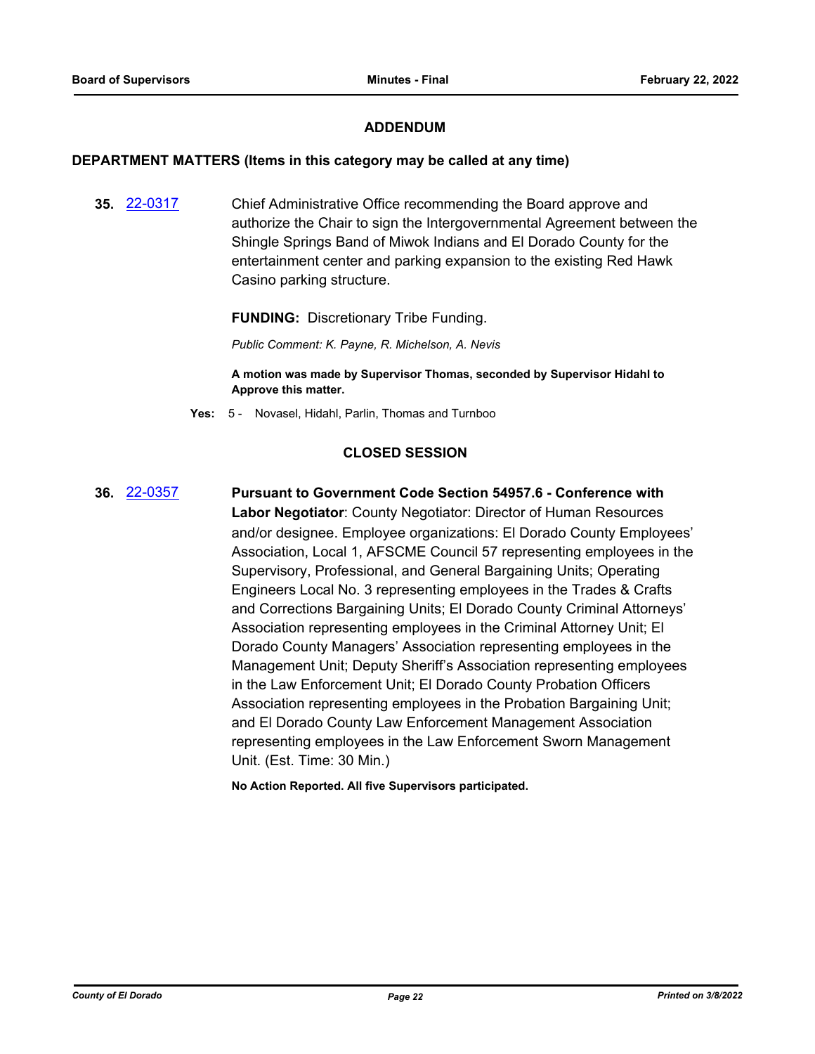## ADDENDUM

### DEPARTMENT MATTERS (Items in this category may be called at any time)

**35.** [22-0317](22-0317) Chief Administrative Office recommending the Board approve and authorize the Chair to sign the Intergovernmental Agreement between the Shingle Springs Band of Miwok Indians and El Dorado County for the entertainment center and parking expansion to the existing Red Hawk Casino parking structure.

**FUNDING:** Discretionary Tribe Funding.

*Public Comment: K. Payne, R. Michelson, A. Nevis*

**A motion was made by Supervisor Thomas, seconded by Supervisor Hidahl to Approve this matter.**

**Yes:** 5 - Novasel, Hidahl, Parlin, Thomas and Turnboo

## CLOSED SESSION

**36.** [22-0357](22-0357) **Pursuant to Government Code Section 54957.6 - Conference with Labor Negotiator**: County Negotiator: Director of Human Resources and/or designee. Employee organizations: El Dorado County Employees' Association, Local 1, AFSCME Council 57 representing employees in the Supervisory, Professional, and General Bargaining Units; Operating Engineers Local No. 3 representing employees in the Trades & Crafts and Corrections Bargaining Units; El Dorado County Criminal Attorneys' Association representing employees in the Criminal Attorney Unit; El Dorado County Managers' Association representing employees in the Management Unit; Deputy Sheriff's Association representing employees in the Law Enforcement Unit; El Dorado County Probation Officers Association representing employees in the Probation Bargaining Unit; and El Dorado County Law Enforcement Management Association representing employees in the Law Enforcement Sworn Management Unit. (Est. Time: 30 Min.)

**No Action Reported. All five Supervisors participated.**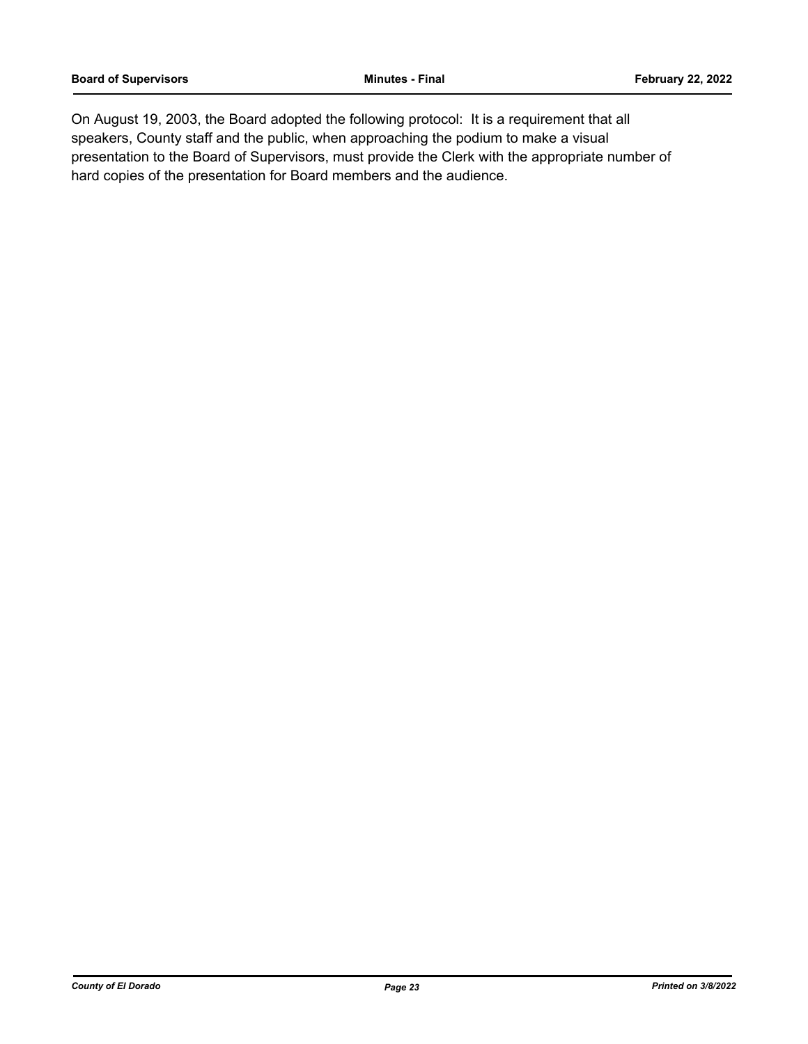On August 19, 2003, the Board adopted the following protocol: It is a requirement that all speakers, County staff and the public, when approaching the podium to make a visual presentation to the Board of Supervisors, must provide the Clerk with the appropriate number of hard copies of the presentation for Board members and the audience.